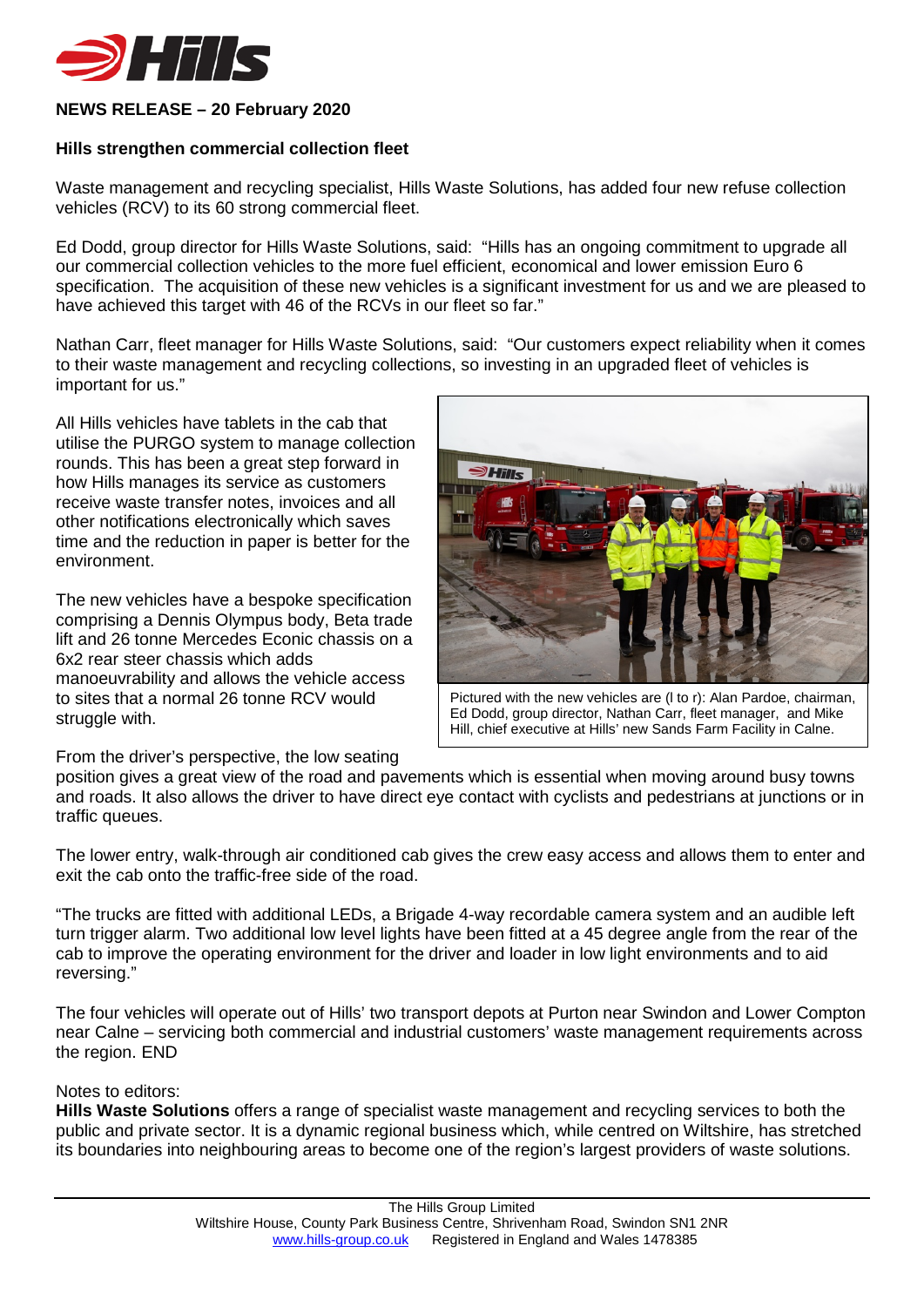**NEWS RELEASE – 20 February 2020**

**Hills strengthen commercial collection fleet**

Waste management and recycling specialist, Hills Waste Solutions, has added four new refuse collection vehicles (RCV) to its 60 strong commercial fleet.

Ed Dodd, group director for Hills Waste Solutions, said: "Hills has an ongoing commitment to upgrade all our commercial collection vehicles to the more fuel efficient, economical and lower emission Euro 6 specification. The acquisition of these new vehicles is a significant investment for us and we are pleased to have achieved this target with 46 of the RCVs in our fleet so far."

Nathan Carr, fleet manager for Hills Waste Solutions, said: "Our customers expect reliability when it comes to their waste management and recycling collections, so investing in an upgraded fleet of vehicles is important for us."

All Hills vehicles have tablets in the cab that utilise the PURGO system to manage collection rounds. This has been a great step forward in how Hills manages its service as customers receive waste transfer notes, invoices and all other notifications electronically which saves time and the reduction in paper is better for the environment.

Pictured with the new vehicles are (l to r): Alan Pardoe, chairman, Ed Dodd, group director, Nathan Carr, fleet manager, and Mike Hill, chief executive at Hills' new Sands Farm Facility in Calne.

The new vehicles have a bespoke specification comprising a Dennis Olympus body, Beta trade lift and 26 tonne Mercedes Econic chassis on a 6x2 rear steer chassis which adds manoeuvrability and allows the vehicle access to sites that a normal 26 tonne RCV would struggle with.

From the driver's perspective, the low seating position gives a great view of the road and pavements which is essential when moving around busy towns and roads. It also allows the driver to have direct eye contact with cyclists and pedestrians at junctions or in traffic queues.

The lower entry, walk-through air conditioned cab gives the crew easy access and allows them to enter and exit the cab onto the traffic-free side of the road.

"The trucks are fitted with additional LEDs, a Brigade 4-way recordable camera system and an audible left turn trigger alarm. Two additional low level lights have been fitted at a 45 degree angle from the rear of the cab to improve the operating environment for the driver and loader in low light environments and to aid reversing."

The four vehicles will operate out of Hills' two transport depots at Purton near Swindon and Lower Compton near Calne – servicing both commercial and industrial customers' waste management requirements across the region. END

Notes to editors:
**Hills Waste Solutions** offers a range of specialist waste management and recycling services to both the public and private sector. It is a dynamic regional business which, while centred on Wiltshire, has stretched its boundaries into neighbouring areas to become one of the region's largest providers of waste solutions.

The Hills Group Limited
Wiltshire House, County Park Business Centre, Shrivenham Road, Swindon SN1 2NR
www.hills-group.co.uk Registered in England and Wales 1478385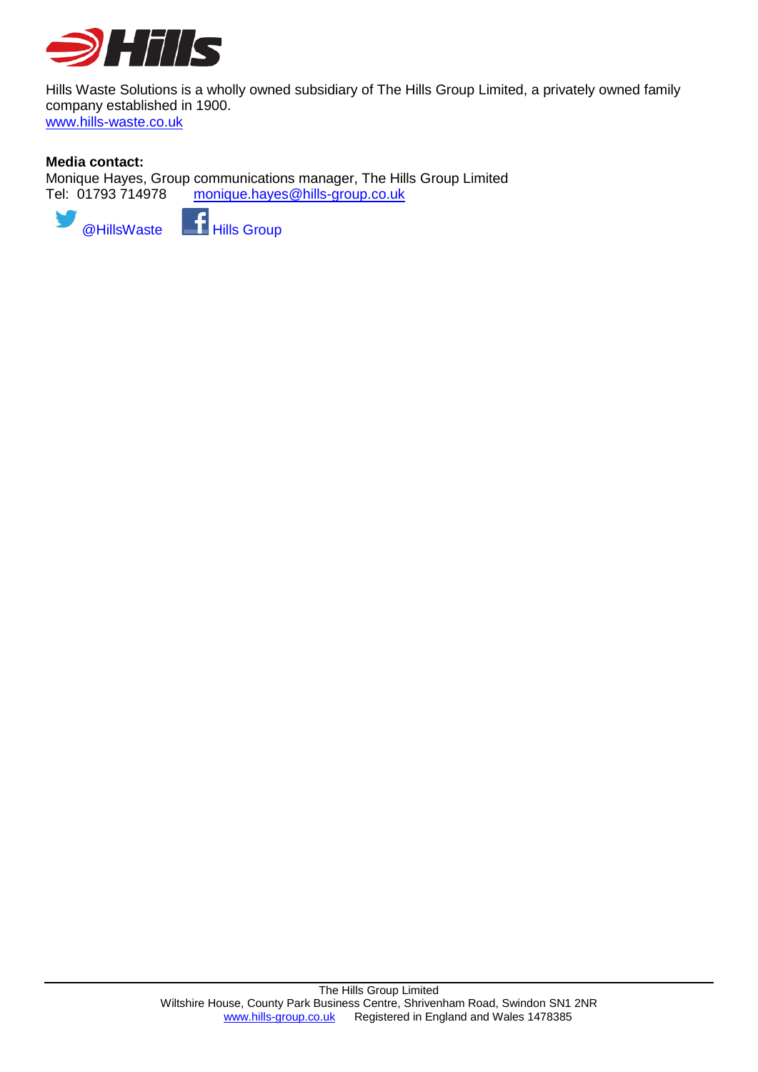Hills Waste Solutions is a wholly owned subsidiary of The Hills Group Limited, a privately owned family company established in 1900.
www.hills-waste.co.uk

**Media contact:**
Monique Hayes, Group communications manager, The Hills Group Limited
Tel: 01793 714978 monique.hayes@hills-group.co.uk

@HillsWaste Hills Group

The Hills Group Limited
Wiltshire House, County Park Business Centre, Shrivenham Road, Swindon SN1 2NR
www.hills-group.co.uk Registered in England and Wales 1478385